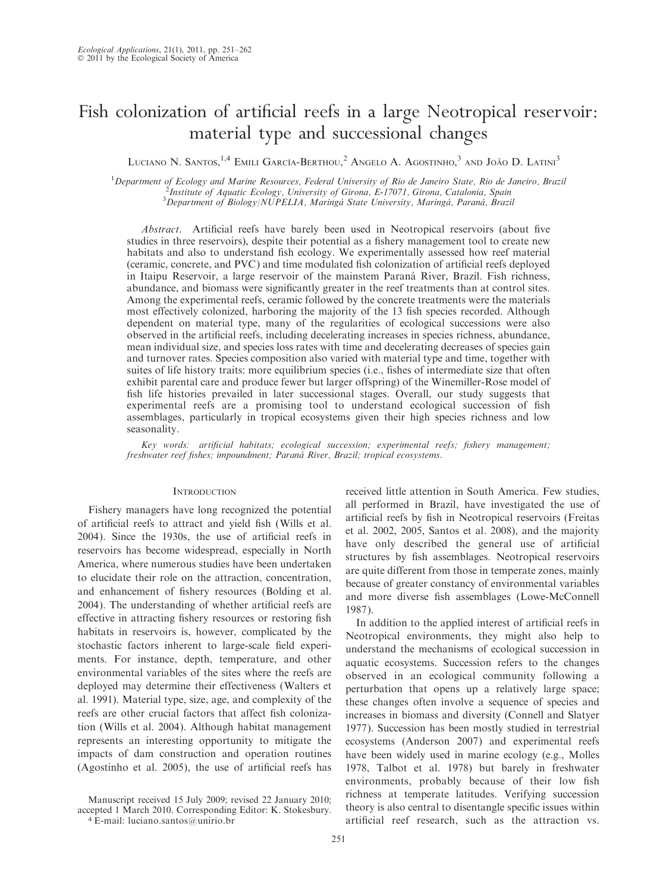# Fish colonization of artificial reefs in a large Neotropical reservoir: material type and successional changes

Luciano N. Santos,[1,4] Emili García-Berthou,[2] Angelo A. Agostinho,[3] and João D. Latini[3]

[1]Department of Ecology and Marine Resources, Federal University of Rio de Janeiro State, Rio de Janeiro, Brazil
[2]Institute of Aquatic Ecology, University of Girona, E-17071, Girona, Catalonia, Spain
[3]Department of Biology/NUPELIA, Maringá State University, Maringá, Paraná, Brazil

*Abstract.* Artificial reefs have barely been used in Neotropical reservoirs (about five studies in three reservoirs), despite their potential as a fishery management tool to create new habitats and also to understand fish ecology. We experimentally assessed how reef material (ceramic, concrete, and PVC) and time modulated fish colonization of artificial reefs deployed in Itaipu Reservoir, a large reservoir of the mainstem Paraná River, Brazil. Fish richness, abundance, and biomass were significantly greater in the reef treatments than at control sites. Among the experimental reefs, ceramic followed by the concrete treatments were the materials most effectively colonized, harboring the majority of the 13 fish species recorded. Although dependent on material type, many of the regularities of ecological successions were also observed in the artificial reefs, including decelerating increases in species richness, abundance, mean individual size, and species loss rates with time and decelerating decreases of species gain and turnover rates. Species composition also varied with material type and time, together with suites of life history traits: more equilibrium species (i.e., fishes of intermediate size that often exhibit parental care and produce fewer but larger offspring) of the Winemiller-Rose model of fish life histories prevailed in later successional stages. Overall, our study suggests that experimental reefs are a promising tool to understand ecological succession of fish assemblages, particularly in tropical ecosystems given their high species richness and low seasonality.

*Key words: artificial habitats; ecological succession; experimental reefs; fishery management; freshwater reef fishes; impoundment; Paraná River, Brazil; tropical ecosystems.*

## Introduction

Fishery managers have long recognized the potential of artificial reefs to attract and yield fish (Wills et al. 2004). Since the 1930s, the use of artificial reefs in reservoirs has become widespread, especially in North America, where numerous studies have been undertaken to elucidate their role on the attraction, concentration, and enhancement of fishery resources (Bolding et al. 2004). The understanding of whether artificial reefs are effective in attracting fishery resources or restoring fish habitats in reservoirs is, however, complicated by the stochastic factors inherent to large-scale field experiments. For instance, depth, temperature, and other environmental variables of the sites where the reefs are deployed may determine their effectiveness (Walters et al. 1991). Material type, size, age, and complexity of the reefs are other crucial factors that affect fish colonization (Wills et al. 2004). Although habitat management represents an interesting opportunity to mitigate the impacts of dam construction and operation routines (Agostinho et al. 2005), the use of artificial reefs has received little attention in South America. Few studies, all performed in Brazil, have investigated the use of artificial reefs by fish in Neotropical reservoirs (Freitas et al. 2002, 2005, Santos et al. 2008), and the majority have only described the general use of artificial structures by fish assemblages. Neotropical reservoirs are quite different from those in temperate zones, mainly because of greater constancy of environmental variables and more diverse fish assemblages (Lowe-McConnell 1987).

In addition to the applied interest of artificial reefs in Neotropical environments, they might also help to understand the mechanisms of ecological succession in aquatic ecosystems. Succession refers to the changes observed in an ecological community following a perturbation that opens up a relatively large space; these changes often involve a sequence of species and increases in biomass and diversity (Connell and Slatyer 1977). Succession has been mostly studied in terrestrial ecosystems (Anderson 2007) and experimental reefs have been widely used in marine ecology (e.g., Molles 1978, Talbot et al. 1978) but barely in freshwater environments, probably because of their low fish richness at temperate latitudes. Verifying succession theory is also central to disentangle specific issues within artificial reef research, such as the attraction vs.

Manuscript received 15 July 2009; revised 22 January 2010; accepted 1 March 2010. Corresponding Editor: K. Stokesbury.
[4] E-mail: luciano.santos@unirio.br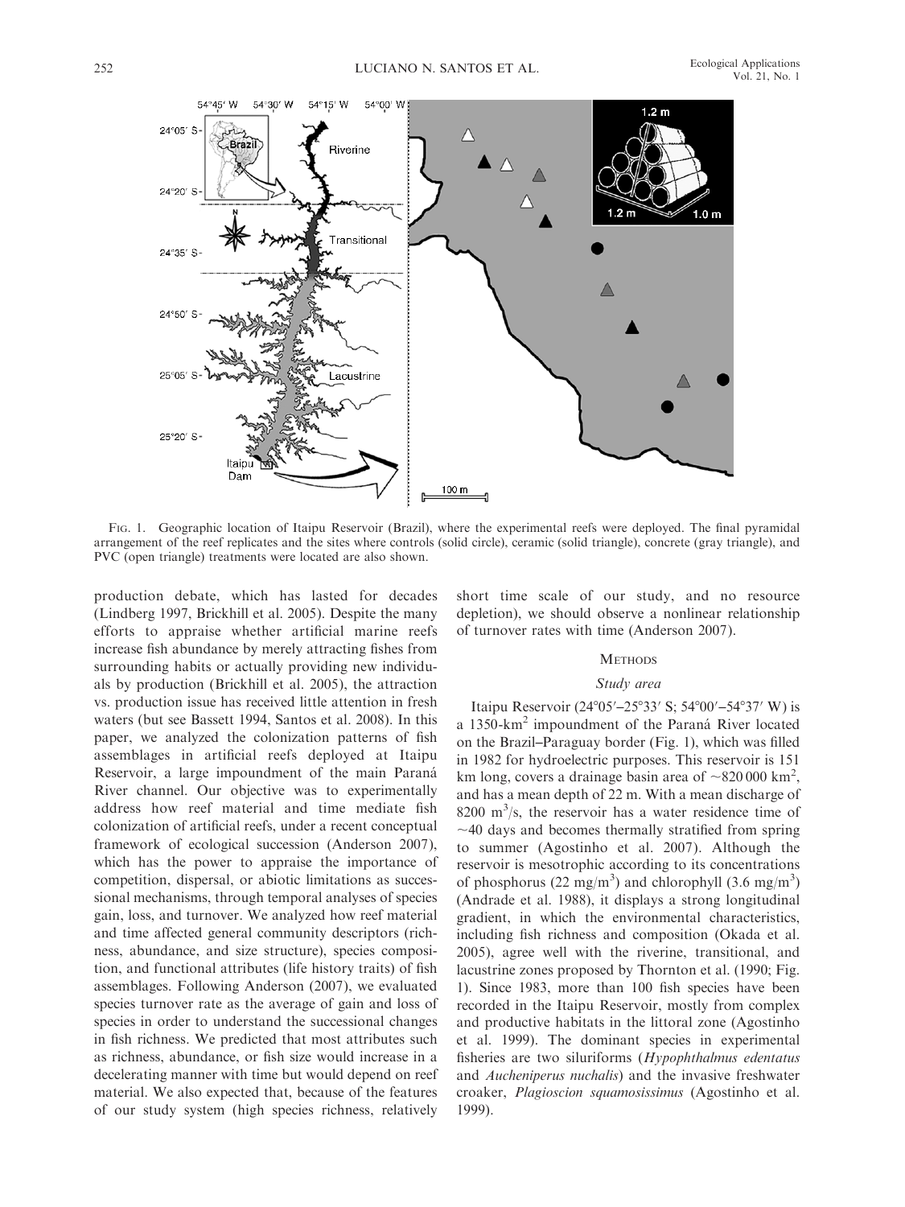FIG. 1. Geographic location of Itaipu Reservoir (Brazil), where the experimental reefs were deployed. The final pyramidal arrangement of the reef replicates and the sites where controls (solid circle), ceramic (solid triangle), concrete (gray triangle), and PVC (open triangle) treatments were located are also shown.

production debate, which has lasted for decades (Lindberg 1997, Brickhill et al. 2005). Despite the many efforts to appraise whether artificial marine reefs increase fish abundance by merely attracting fishes from surrounding habits or actually providing new individuals by production (Brickhill et al. 2005), the attraction vs. production issue has received little attention in fresh waters (but see Bassett 1994, Santos et al. 2008). In this paper, we analyzed the colonization patterns of fish assemblages in artificial reefs deployed at Itaipu Reservoir, a large impoundment of the main Paraná River channel. Our objective was to experimentally address how reef material and time mediate fish colonization of artificial reefs, under a recent conceptual framework of ecological succession (Anderson 2007), which has the power to appraise the importance of competition, dispersal, or abiotic limitations as successional mechanisms, through temporal analyses of species gain, loss, and turnover. We analyzed how reef material and time affected general community descriptors (richness, abundance, and size structure), species composition, and functional attributes (life history traits) of fish assemblages. Following Anderson (2007), we evaluated species turnover rate as the average of gain and loss of species in order to understand the successional changes in fish richness. We predicted that most attributes such as richness, abundance, or fish size would increase in a decelerating manner with time but would depend on reef material. We also expected that, because of the features of our study system (high species richness, relatively short time scale of our study, and no resource depletion), we should observe a nonlinear relationship of turnover rates with time (Anderson 2007).

## METHODS

### *Study area*

Itaipu Reservoir (24°05′–25°33′ S; 54°00′–54°37′ W) is a 1350-km$^2$ impoundment of the Paraná River located on the Brazil–Paraguay border (Fig. 1), which was filled in 1982 for hydroelectric purposes. This reservoir is 151 km long, covers a drainage basin area of ~820 000 km$^2$, and has a mean depth of 22 m. With a mean discharge of 8200 m$^3$/s, the reservoir has a water residence time of ~40 days and becomes thermally stratified from spring to summer (Agostinho et al. 2007). Although the reservoir is mesotrophic according to its concentrations of phosphorus (22 mg/m$^3$) and chlorophyll (3.6 mg/m$^3$) (Andrade et al. 1988), it displays a strong longitudinal gradient, in which the environmental characteristics, including fish richness and composition (Okada et al. 2005), agree well with the riverine, transitional, and lacustrine zones proposed by Thornton et al. (1990; Fig. 1). Since 1983, more than 100 fish species have been recorded in the Itaipu Reservoir, mostly from complex and productive habitats in the littoral zone (Agostinho et al. 1999). The dominant species in experimental fisheries are two siluriforms (*Hypophthalmus edentatus* and *Auchenipterus nuchalis*) and the invasive freshwater croaker, *Plagioscion squamosissimus* (Agostinho et al. 1999).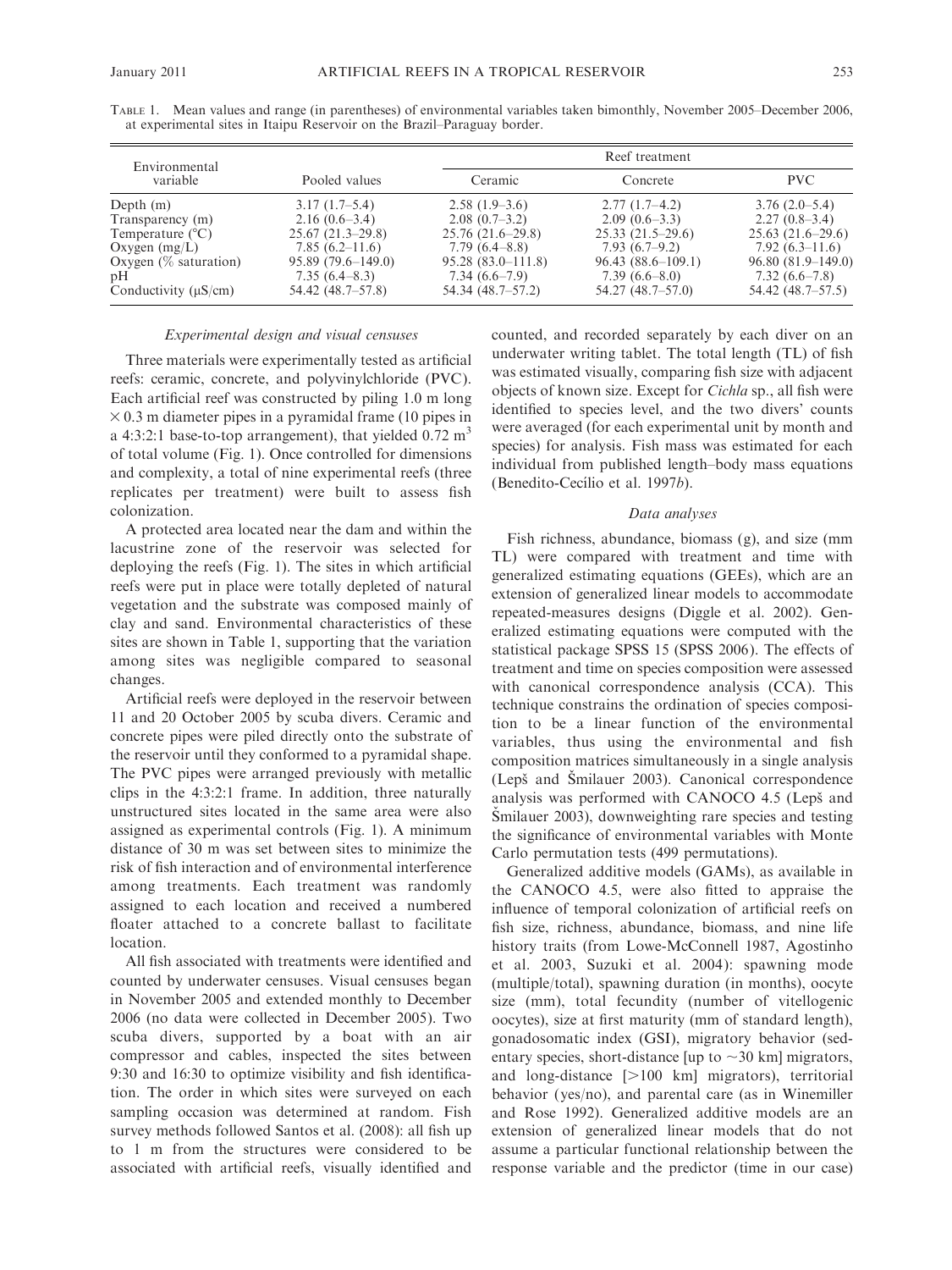TABLE 1. Mean values and range (in parentheses) of environmental variables taken bimonthly, November 2005–December 2006, at experimental sites in Itaipu Reservoir on the Brazil–Paraguay border.

| Environmental variable | Pooled values | Reef treatment | | |
|---|---|---|---|---|
| | | Ceramic | Concrete | PVC |
| Depth (m) | 3.17 (1.7–5.4) | 2.58 (1.9–3.6) | 2.77 (1.7–4.2) | 3.76 (2.0–5.4) |
| Transparency (m) | 2.16 (0.6–3.4) | 2.08 (0.7–3.2) | 2.09 (0.6–3.3) | 2.27 (0.8–3.4) |
| Temperature (°C) | 25.67 (21.3–29.8) | 25.76 (21.6–29.8) | 25.33 (21.5–29.6) | 25.63 (21.6–29.6) |
| Oxygen (mg/L) | 7.85 (6.2–11.6) | 7.79 (6.4–8.8) | 7.93 (6.7–9.2) | 7.92 (6.3–11.6) |
| Oxygen (% saturation) | 95.89 (79.6–149.0) | 95.28 (83.0–111.8) | 96.43 (88.6–109.1) | 96.80 (81.9–149.0) |
| pH | 7.35 (6.4–8.3) | 7.34 (6.6–7.9) | 7.39 (6.6–8.0) | 7.32 (6.6–7.8) |
| Conductivity (μS/cm) | 54.42 (48.7–57.8) | 54.34 (48.7–57.2) | 54.27 (48.7–57.0) | 54.42 (48.7–57.5) |

### *Experimental design and visual censuses*

Three materials were experimentally tested as artificial reefs: ceramic, concrete, and polyvinylchloride (PVC). Each artificial reef was constructed by piling 1.0 m long $\times$ 0.3 m diameter pipes in a pyramidal frame (10 pipes in a 4:3:2:1 base-to-top arrangement), that yielded 0.72 $m^3$ of total volume (Fig. 1). Once controlled for dimensions and complexity, a total of nine experimental reefs (three replicates per treatment) were built to assess fish colonization.

A protected area located near the dam and within the lacustrine zone of the reservoir was selected for deploying the reefs (Fig. 1). The sites in which artificial reefs were put in place were totally depleted of natural vegetation and the substrate was composed mainly of clay and sand. Environmental characteristics of these sites are shown in Table 1, supporting that the variation among sites was negligible compared to seasonal changes.

Artificial reefs were deployed in the reservoir between 11 and 20 October 2005 by scuba divers. Ceramic and concrete pipes were piled directly onto the substrate of the reservoir until they conformed to a pyramidal shape. The PVC pipes were arranged previously with metallic clips in the 4:3:2:1 frame. In addition, three naturally unstructured sites located in the same area were also assigned as experimental controls (Fig. 1). A minimum distance of 30 m was set between sites to minimize the risk of fish interaction and of environmental interference among treatments. Each treatment was randomly assigned to each location and received a numbered floater attached to a concrete ballast to facilitate location.

All fish associated with treatments were identified and counted by underwater censuses. Visual censuses began in November 2005 and extended monthly to December 2006 (no data were collected in December 2005). Two scuba divers, supported by a boat with an air compressor and cables, inspected the sites between 9:30 and 16:30 to optimize visibility and fish identification. The order in which sites were surveyed on each sampling occasion was determined at random. Fish survey methods followed Santos et al. (2008): all fish up to 1 m from the structures were considered to be associated with artificial reefs, visually identified and counted, and recorded separately by each diver on an underwater writing tablet. The total length (TL) of fish was estimated visually, comparing fish size with adjacent objects of known size. Except for *Cichla* sp., all fish were identified to species level, and the two divers' counts were averaged (for each experimental unit by month and species) for analysis. Fish mass was estimated for each individual from published length–body mass equations (Benedito-Cecílio et al. 1997*b*).

### *Data analyses*

Fish richness, abundance, biomass (g), and size (mm TL) were compared with treatment and time with generalized estimating equations (GEEs), which are an extension of generalized linear models to accommodate repeated-measures designs (Diggle et al. 2002). Generalized estimating equations were computed with the statistical package SPSS 15 (SPSS 2006). The effects of treatment and time on species composition were assessed with canonical correspondence analysis (CCA). This technique constrains the ordination of species composition to be a linear function of the environmental variables, thus using the environmental and fish composition matrices simultaneously in a single analysis (Lepš and Šmilauer 2003). Canonical correspondence analysis was performed with CANOCO 4.5 (Lepš and Šmilauer 2003), downweighting rare species and testing the significance of environmental variables with Monte Carlo permutation tests (499 permutations).

Generalized additive models (GAMs), as available in the CANOCO 4.5, were also fitted to appraise the influence of temporal colonization of artificial reefs on fish size, richness, abundance, biomass, and nine life history traits (from Lowe-McConnell 1987, Agostinho et al. 2003, Suzuki et al. 2004): spawning mode (multiple/total), spawning duration (in months), oocyte size (mm), total fecundity (number of vitellogenic oocytes), size at first maturity (mm of standard length), gonadosomatic index (GSI), migratory behavior (sedentary species, short-distance [up to ~30 km] migrators, and long-distance [>100 km] migrators), territorial behavior (yes/no), and parental care (as in Winemiller and Rose 1992). Generalized additive models are an extension of generalized linear models that do not assume a particular functional relationship between the response variable and the predictor (time in our case)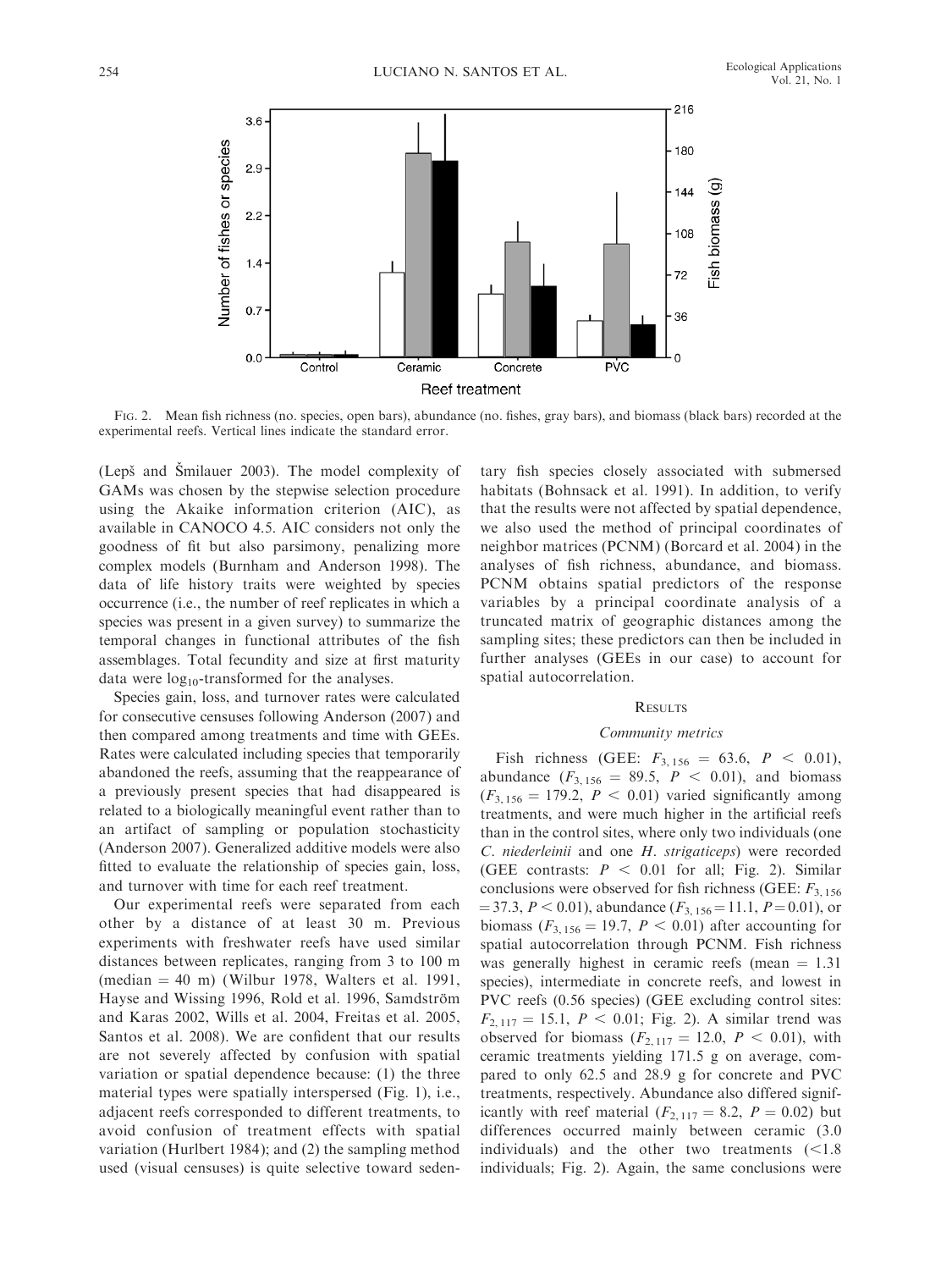FIG. 2. Mean fish richness (no. species, open bars), abundance (no. fishes, gray bars), and biomass (black bars) recorded at the experimental reefs. Vertical lines indicate the standard error.

(Lepš and Šmilauer 2003). The model complexity of GAMs was chosen by the stepwise selection procedure using the Akaike information criterion (AIC), as available in CANOCO 4.5. AIC considers not only the goodness of fit but also parsimony, penalizing more complex models (Burnham and Anderson 1998). The data of life history traits were weighted by species occurrence (i.e., the number of reef replicates in which a species was present in a given survey) to summarize the temporal changes in functional attributes of the fish assemblages. Total fecundity and size at first maturity data were $\log_{10}$-transformed for the analyses.

Species gain, loss, and turnover rates were calculated for consecutive censuses following Anderson (2007) and then compared among treatments and time with GEEs. Rates were calculated including species that temporarily abandoned the reefs, assuming that the reappearance of a previously present species that had disappeared is related to a biologically meaningful event rather than to an artifact of sampling or population stochasticity (Anderson 2007). Generalized additive models were also fitted to evaluate the relationship of species gain, loss, and turnover with time for each reef treatment.

Our experimental reefs were separated from each other by a distance of at least 30 m. Previous experiments with freshwater reefs have used similar distances between replicates, ranging from 3 to 100 m (median = 40 m) (Wilbur 1978, Walters et al. 1991, Hayse and Wissing 1996, Rold et al. 1996, Samdström and Karas 2002, Wills et al. 2004, Freitas et al. 2005, Santos et al. 2008). We are confident that our results are not severely affected by confusion with spatial variation or spatial dependence because: (1) the three material types were spatially interspersed (Fig. 1), i.e., adjacent reefs corresponded to different treatments, to avoid confusion of treatment effects with spatial variation (Hurlbert 1984); and (2) the sampling method used (visual censuses) is quite selective toward sedentary fish species closely associated with submersed habitats (Bohnsack et al. 1991). In addition, to verify that the results were not affected by spatial dependence, we also used the method of principal coordinates of neighbor matrices (PCNM) (Borcard et al. 2004) in the analyses of fish richness, abundance, and biomass. PCNM obtains spatial predictors of the response variables by a principal coordinate analysis of a truncated matrix of geographic distances among the sampling sites; these predictors can then be included in further analyses (GEEs in our case) to account for spatial autocorrelation.

## RESULTS

### *Community metrics*

Fish richness (GEE: $F_{3,156} = 63.6$, $P < 0.01$), abundance ($F_{3,156} = 89.5$, $P < 0.01$), and biomass ($F_{3,156} = 179.2$, $P < 0.01$) varied significantly among treatments, and were much higher in the artificial reefs than in the control sites, where only two individuals (one *C. niederleinii* and one *H. strigaticeps*) were recorded (GEE contrasts: $P < 0.01$ for all; Fig. 2). Similar conclusions were observed for fish richness (GEE: $F_{3,156} = 37.3$, $P < 0.01$), abundance ($F_{3,156} = 11.1$, $P = 0.01$), or biomass ($F_{3,156} = 19.7$, $P < 0.01$) after accounting for spatial autocorrelation through PCNM. Fish richness was generally highest in ceramic reefs (mean = 1.31 species), intermediate in concrete reefs, and lowest in PVC reefs (0.56 species) (GEE excluding control sites: $F_{2,117} = 15.1$, $P < 0.01$; Fig. 2). A similar trend was observed for biomass ($F_{2,117} = 12.0$, $P < 0.01$), with ceramic treatments yielding 171.5 g on average, compared to only 62.5 and 28.9 g for concrete and PVC treatments, respectively. Abundance also differed significantly with reef material ($F_{2,117} = 8.2$, $P = 0.02$) but differences occurred mainly between ceramic (3.0 individuals) and the other two treatments (<1.8 individuals; Fig. 2). Again, the same conclusions were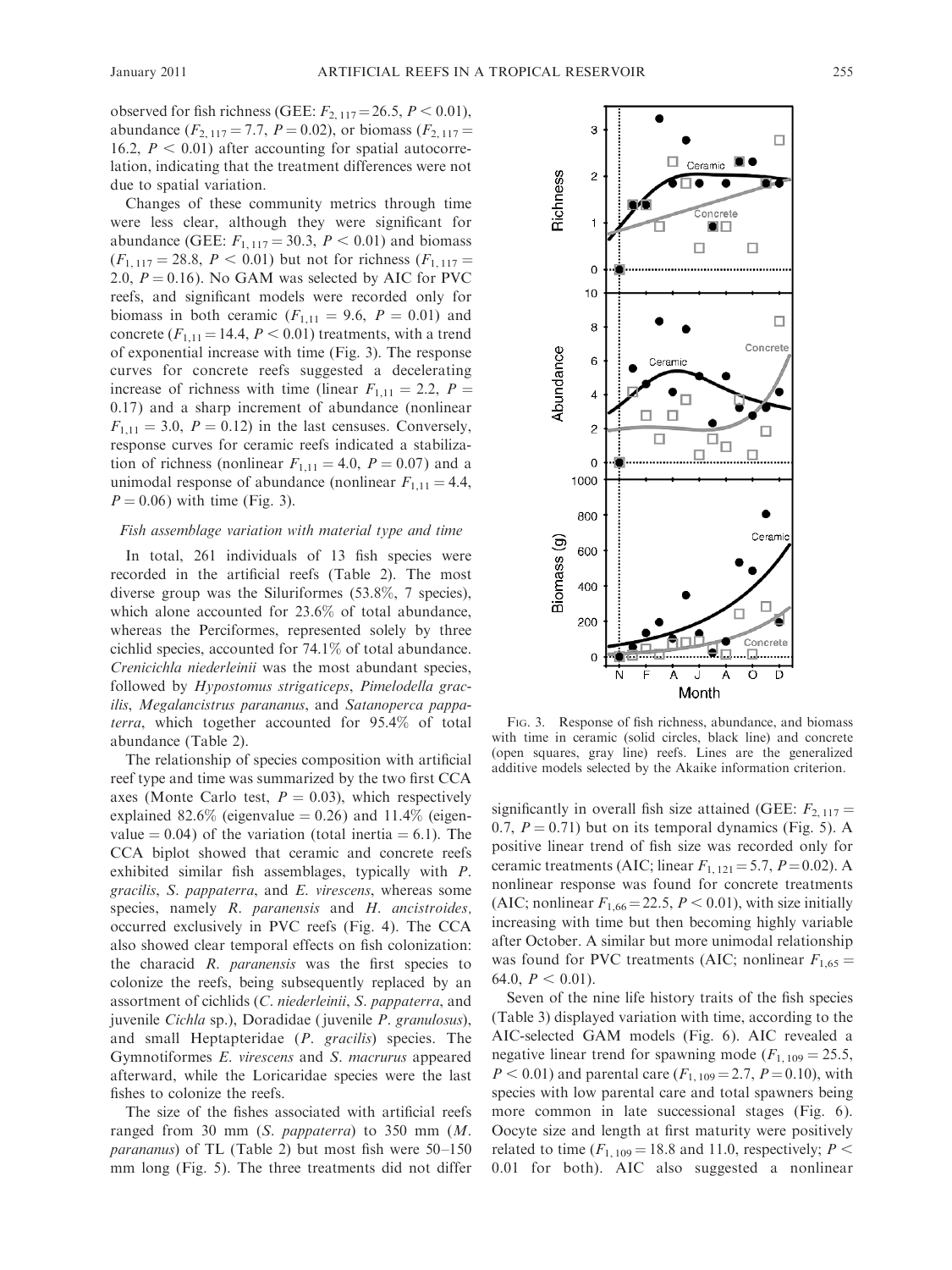observed for fish richness (GEE: $F_{2, 117} = 26.5$, $P < 0.01$), abundance ($F_{2, 117} = 7.7$, $P = 0.02$), or biomass ($F_{2, 117} = 16.2$, $P < 0.01$) after accounting for spatial autocorrelation, indicating that the treatment differences were not due to spatial variation.

Changes of these community metrics through time were less clear, although they were significant for abundance (GEE: $F_{1, 117} = 30.3$, $P < 0.01$) and biomass ($F_{1, 117} = 28.8$, $P < 0.01$) but not for richness ($F_{1, 117} = 2.0$, $P = 0.16$). No GAM was selected by AIC for PVC reefs, and significant models were recorded only for biomass in both ceramic ($F_{1,11} = 9.6$, $P = 0.01$) and concrete ($F_{1,11} = 14.4$, $P < 0.01$) treatments, with a trend of exponential increase with time (Fig. 3). The response curves for concrete reefs suggested a decelerating increase of richness with time (linear $F_{1,11} = 2.2$, $P = 0.17$) and a sharp increment of abundance (nonlinear $F_{1,11} = 3.0$, $P = 0.12$) in the last censuses. Conversely, response curves for ceramic reefs indicated a stabilization of richness (nonlinear $F_{1,11} = 4.0$, $P = 0.07$) and a unimodal response of abundance (nonlinear $F_{1,11} = 4.4$, $P = 0.06$) with time (Fig. 3).

### *Fish assemblage variation with material type and time*

In total, 261 individuals of 13 fish species were recorded in the artificial reefs (Table 2). The most diverse group was the Siluriformes (53.8%, 7 species), which alone accounted for 23.6% of total abundance, whereas the Perciformes, represented solely by three cichlid species, accounted for 74.1% of total abundance. *Crenicichla niederleinii* was the most abundant species, followed by *Hypostomus strigaticeps*, *Pimelodella gracilis*, *Megalancistrus parananus*, and *Satanoperca pappaterra*, which together accounted for 95.4% of total abundance (Table 2).

The relationship of species composition with artificial reef type and time was summarized by the two first CCA axes (Monte Carlo test, $P = 0.03$), which respectively explained 82.6% (eigenvalue = 0.26) and 11.4% (eigenvalue = 0.04) of the variation (total inertia = 6.1). The CCA biplot showed that ceramic and concrete reefs exhibited similar fish assemblages, typically with *P. gracilis*, *S. pappaterra*, and *E. virescens*, whereas some species, namely *R. paranensis* and *H. ancistroides*, occurred exclusively in PVC reefs (Fig. 4). The CCA also showed clear temporal effects on fish colonization: the characid *R. paranensis* was the first species to colonize the reefs, being subsequently replaced by an assortment of cichlids (*C. niederleinii*, *S. pappaterra*, and juvenile *Cichla* sp.), Doradidae (juvenile *P. granulosus*), and small Heptapteridae (*P. gracilis*) species. The Gymnotiformes *E. virescens* and *S. macrurus* appeared afterward, while the Loricaridae species were the last fishes to colonize the reefs.

The size of the fishes associated with artificial reefs ranged from 30 mm (*S. pappaterra*) to 350 mm (*M. parananus*) of TL (Table 2) but most fish were 50–150 mm long (Fig. 5). The three treatments did not differ significantly in overall fish size attained (GEE: $F_{2, 117} = 0.7$, $P = 0.71$) but on its temporal dynamics (Fig. 5). A positive linear trend of fish size was recorded only for ceramic treatments (AIC; linear $F_{1, 121} = 5.7$, $P = 0.02$). A nonlinear response was found for concrete treatments (AIC; nonlinear $F_{1,66} = 22.5$, $P < 0.01$), with size initially increasing with time but then becoming highly variable after October. A similar but more unimodal relationship was found for PVC treatments (AIC; nonlinear $F_{1,65} = 64.0$, $P < 0.01$).

Seven of the nine life history traits of the fish species (Table 3) displayed variation with time, according to the AIC-selected GAM models (Fig. 6). AIC revealed a negative linear trend for spawning mode ($F_{1, 109} = 25.5$, $P < 0.01$) and parental care ($F_{1, 109} = 2.7$, $P = 0.10$), with species with low parental care and total spawners being more common in late successional stages (Fig. 6). Oocyte size and length at first maturity were positively related to time ($F_{1, 109} = 18.8$ and 11.0, respectively; $P < 0.01$ for both). AIC also suggested a nonlinear

FIG. 3. Response of fish richness, abundance, and biomass with time in ceramic (solid circles, black line) and concrete (open squares, gray line) reefs. Lines are the generalized additive models selected by the Akaike information criterion.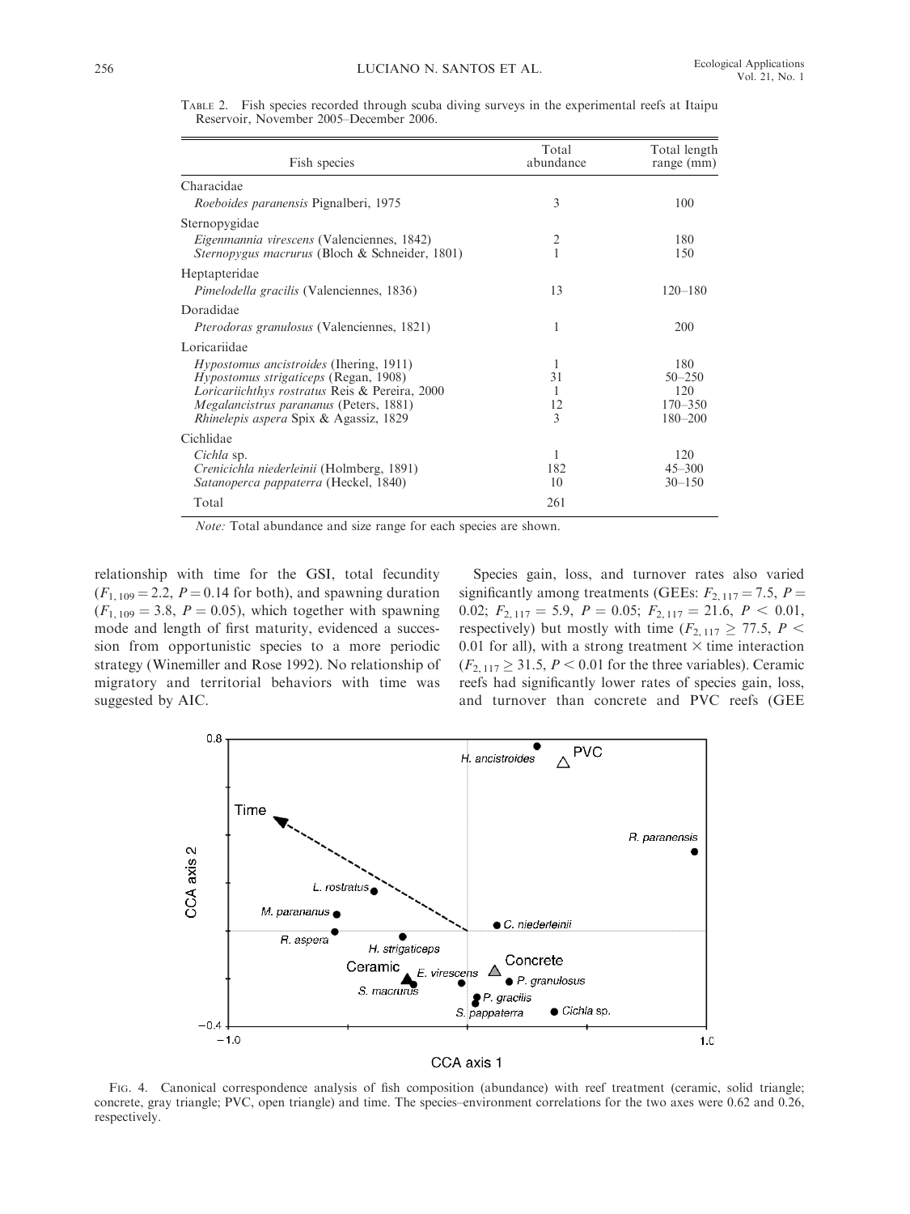TABLE 2. Fish species recorded through scuba diving surveys in the experimental reefs at Itaipu Reservoir, November 2005–December 2006.

| Fish species | Total abundance | Total length range (mm) |
|---|---|---|
| Characidae | | |
| *Roeboides paranensis* Pignalberi, 1975 | 3 | 100 |
| Sternopygidae | | |
| *Eigenmannia virescens* (Valenciennes, 1842) | 2 | 180 |
| *Sternopygus macrurus* (Bloch & Schneider, 1801) | 1 | 150 |
| Heptapteridae | | |
| *Pimelodella gracilis* (Valenciennes, 1836) | 13 | 120–180 |
| Doradidae | | |
| *Pterodoras granulosus* (Valenciennes, 1821) | 1 | 200 |
| Loricariidae | | |
| *Hypostomus ancistroides* (Ihering, 1911) | 1 | 180 |
| *Hypostomus strigaticeps* (Regan, 1908) | 31 | 50–250 |
| *Loricariichthys rostratus* Reis & Pereira, 2000 | 1 | 120 |
| *Megalancistrus parananus* (Peters, 1881) | 12 | 170–350 |
| *Rhinelepis aspera* Spix & Agassiz, 1829 | 3 | 180–200 |
| Cichlidae | | |
| *Cichla* sp. | 1 | 120 |
| *Crenicichla niederleinii* (Holmberg, 1891) | 182 | 45–300 |
| *Satanoperca pappaterra* (Heckel, 1840) | 10 | 30–150 |
| Total | 261 | |

*Note:* Total abundance and size range for each species are shown.

relationship with time for the GSI, total fecundity ($F_{1, 109} = 2.2$, $P = 0.14$ for both), and spawning duration ($F_{1, 109} = 3.8$, $P = 0.05$), which together with spawning mode and length of first maturity, evidenced a succession from opportunistic species to a more periodic strategy (Winemiller and Rose 1992). No relationship of migratory and territorial behaviors with time was suggested by AIC.

Species gain, loss, and turnover rates also varied significantly among treatments (GEEs: $F_{2, 117} = 7.5$, $P = 0.02$; $F_{2, 117} = 5.9$, $P = 0.05$; $F_{2, 117} = 21.6$, $P < 0.01$, respectively) but mostly with time ($F_{2, 117} \geq 77.5$, $P < 0.01$ for all), with a strong treatment × time interaction ($F_{2, 117} \geq 31.5$, $P < 0.01$ for the three variables). Ceramic reefs had significantly lower rates of species gain, loss, and turnover than concrete and PVC reefs (GEE

FIG. 4. Canonical correspondence analysis of fish composition (abundance) with reef treatment (ceramic, solid triangle; concrete, gray triangle; PVC, open triangle) and time. The species–environment correlations for the two axes were 0.62 and 0.26, respectively.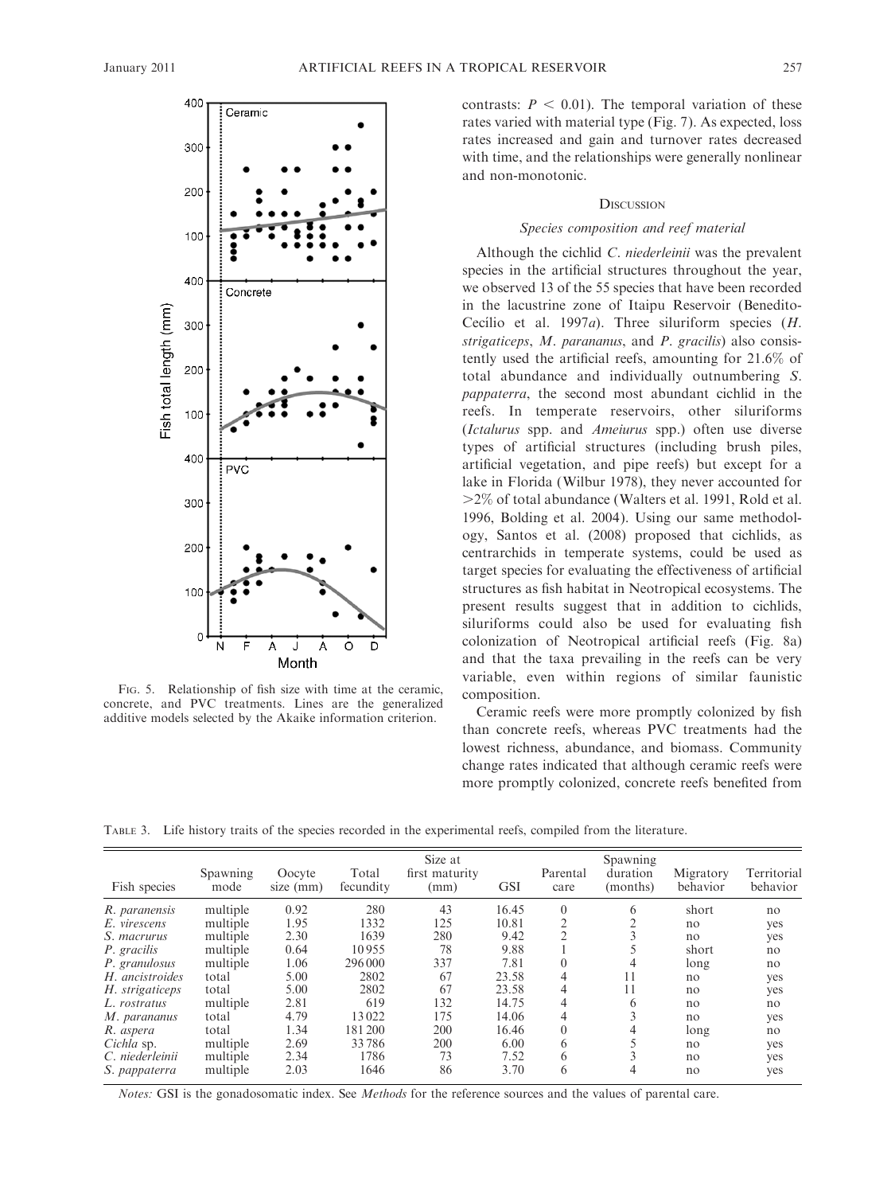FIG. 5. Relationship of fish size with time at the ceramic, concrete, and PVC treatments. Lines are the generalized additive models selected by the Akaike information criterion.

contrasts: $P < 0.01$). The temporal variation of these rates varied with material type (Fig. 7). As expected, loss rates increased and gain and turnover rates decreased with time, and the relationships were generally nonlinear and non-monotonic.

## DISCUSSION

### *Species composition and reef material*

Although the cichlid *C. niederleinii* was the prevalent species in the artificial structures throughout the year, we observed 13 of the 55 species that have been recorded in the lacustrine zone of Itaipu Reservoir (Benedito-Cecílio et al. 1997*a*). Three siluriform species (*H. strigaticeps*, *M. paranaus*, and *P. gracilis*) also consistently used the artificial reefs, amounting for 21.6% of total abundance and individually outnumbering *S. pappaterra*, the second most abundant cichlid in the reefs. In temperate reservoirs, other siluriforms (*Ictalurus* spp. and *Ameiurus* spp.) often use diverse types of artificial structures (including brush piles, artificial vegetation, and pipe reefs) but except for a lake in Florida (Wilbur 1978), they never accounted for >2% of total abundance (Walters et al. 1991, Rold et al. 1996, Bolding et al. 2004). Using our same methodology, Santos et al. (2008) proposed that cichlids, as centrarchids in temperate systems, could be used as target species for evaluating the effectiveness of artificial structures as fish habitat in Neotropical ecosystems. The present results suggest that in addition to cichlids, siluriforms could also be used for evaluating fish colonization of Neotropical artificial reefs (Fig. 8a) and that the taxa prevailing in the reefs can be very variable, even within regions of similar faunistic composition.

Ceramic reefs were more promptly colonized by fish than concrete reefs, whereas PVC treatments had the lowest richness, abundance, and biomass. Community change rates indicated that although ceramic reefs were more promptly colonized, concrete reefs benefited from

TABLE 3. Life history traits of the species recorded in the experimental reefs, compiled from the literature.

| Fish species | Spawning mode | Oocyte size (mm) | Total fecundity | Size at first maturity (mm) | GSI | Parental care | Spawning duration (months) | Migratory behavior | Territorial behavior |
|---|---|---|---|---|---|---|---|---|---|
| *R. paranensis* | multiple | 0.92 | 280 | 43 | 16.45 | 0 | 6 | short | no |
| *E. virescens* | multiple | 1.95 | 1332 | 125 | 10.81 | 2 | 2 | no | yes |
| *S. macrurus* | multiple | 2.30 | 1639 | 280 | 9.42 | 2 | 3 | no | yes |
| *P. gracilis* | multiple | 0.64 | 10 955 | 78 | 9.88 | 1 | 5 | short | no |
| *P. granulosus* | multiple | 1.06 | 296 000 | 337 | 7.81 | 0 | 4 | long | no |
| *H. ancistroides* | total | 5.00 | 2802 | 67 | 23.58 | 4 | 11 | no | yes |
| *H. strigaticeps* | total | 5.00 | 2802 | 67 | 23.58 | 4 | 11 | no | yes |
| *L. rostratus* | multiple | 2.81 | 619 | 132 | 14.75 | 4 | 6 | no | no |
| *M. parananus* | total | 4.79 | 13 022 | 175 | 14.06 | 4 | 3 | no | yes |
| *R. aspera* | total | 1.34 | 181 200 | 200 | 16.46 | 0 | 4 | long | no |
| *Cichla* sp. | multiple | 2.69 | 33 786 | 200 | 6.00 | 6 | 5 | no | yes |
| *C. niederleinii* | multiple | 2.34 | 1786 | 73 | 7.52 | 6 | 3 | no | yes |
| *S. pappaterra* | multiple | 2.03 | 1646 | 86 | 3.70 | 6 | 4 | no | yes |

*Notes:* GSI is the gonadosomatic index. See *Methods* for the reference sources and the values of parental care.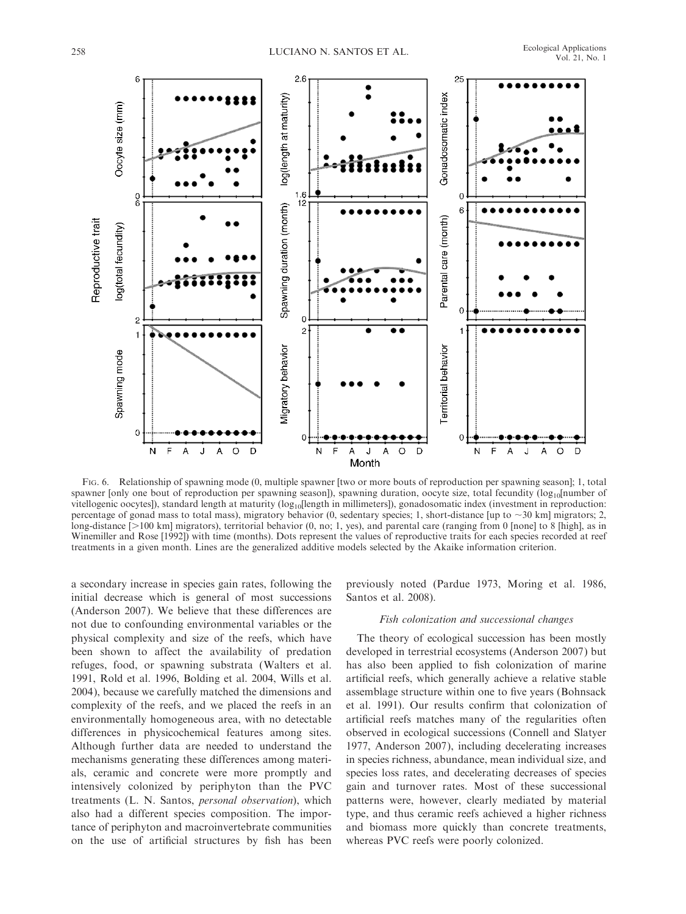Fig. 6. Relationship of spawning mode (0, multiple spawner [two or more bouts of reproduction per spawning season]; 1, total spawner [only one bout of reproduction per spawning season]), spawning duration, oocyte size, total fecundity ($\log_{10}$[number of vitellogenic oocytes]), standard length at maturity ($\log_{10}$[length in millimeters]), gonadosomatic index (investment in reproduction: percentage of gonad mass to total mass), migratory behavior (0, sedentary species; 1, short-distance [up to ~30 km] migrators; 2, long-distance [>100 km] migrators), territorial behavior (0, no; 1, yes), and parental care (ranging from 0 [none] to 8 [high], as in Winemiller and Rose [1992]) with time (months). Dots represent the values of reproductive traits for each species recorded at reef treatments in a given month. Lines are the generalized additive models selected by the Akaike information criterion.

a secondary increase in species gain rates, following the initial decrease which is general of most successions (Anderson 2007). We believe that these differences are not due to confounding environmental variables or the physical complexity and size of the reefs, which have been shown to affect the availability of predation refuges, food, or spawning substrata (Walters et al. 1991, Rold et al. 1996, Bolding et al. 2004, Wills et al. 2004), because we carefully matched the dimensions and complexity of the reefs, and we placed the reefs in an environmentally homogeneous area, with no detectable differences in physicochemical features among sites. Although further data are needed to understand the mechanisms generating these differences among materials, ceramic and concrete were more promptly and intensively colonized by periphyton than the PVC treatments (L. N. Santos, *personal observation*), which also had a different species composition. The importance of periphyton and macroinvertebrate communities on the use of artificial structures by fish has been previously noted (Pardue 1973, Moring et al. 1986, Santos et al. 2008).

### *Fish colonization and successional changes*

The theory of ecological succession has been mostly developed in terrestrial ecosystems (Anderson 2007) but has also been applied to fish colonization of marine artificial reefs, which generally achieve a relative stable assemblage structure within one to five years (Bohnsack et al. 1991). Our results confirm that colonization of artificial reefs matches many of the regularities often observed in ecological successions (Connell and Slatyer 1977, Anderson 2007), including decelerating increases in species richness, abundance, mean individual size, and species loss rates, and decelerating decreases of species gain and turnover rates. Most of these successional patterns were, however, clearly mediated by material type, and thus ceramic reefs achieved a higher richness and biomass more quickly than concrete treatments, whereas PVC reefs were poorly colonized.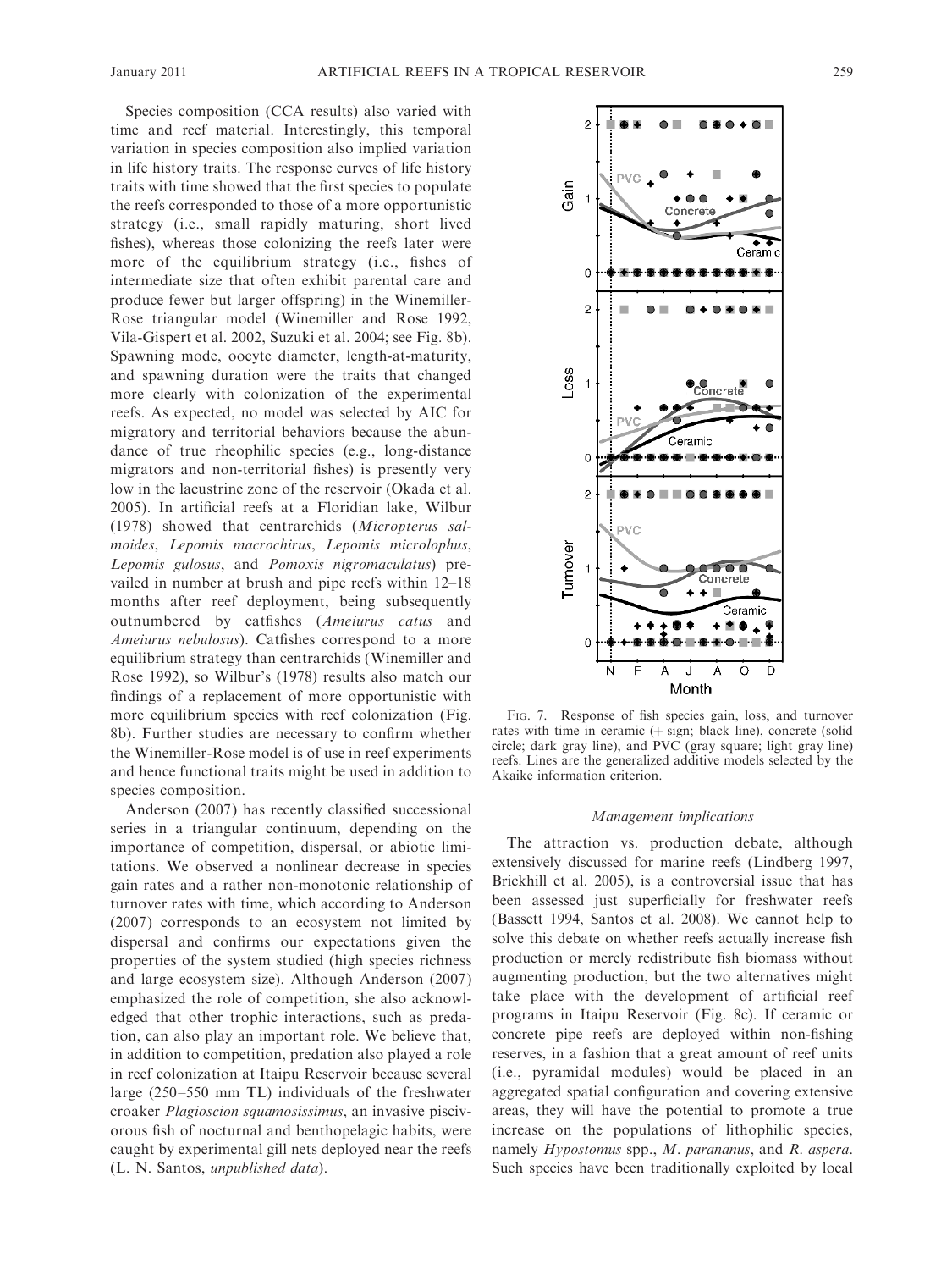Species composition (CCA results) also varied with time and reef material. Interestingly, this temporal variation in species composition also implied variation in life history traits. The response curves of life history traits with time showed that the first species to populate the reefs corresponded to those of a more opportunistic strategy (i.e., small rapidly maturing, short lived fishes), whereas those colonizing the reefs later were more of the equilibrium strategy (i.e., fishes of intermediate size that often exhibit parental care and produce fewer but larger offspring) in the Winemiller-Rose triangular model (Winemiller and Rose 1992, Vila-Gispert et al. 2002, Suzuki et al. 2004; see Fig. 8b). Spawning mode, oocyte diameter, length-at-maturity, and spawning duration were the traits that changed more clearly with colonization of the experimental reefs. As expected, no model was selected by AIC for migratory and territorial behaviors because the abundance of true rheophilic species (e.g., long-distance migrators and non-territorial fishes) is presently very low in the lacustrine zone of the reservoir (Okada et al. 2005). In artificial reefs at a Floridian lake, Wilbur (1978) showed that centrarchids (*Micropterus salmoides*, *Lepomis macrochirus*, *Lepomis microlophus*, *Lepomis gulosus*, and *Pomoxis nigromaculatus*) prevailed in number at brush and pipe reefs within 12–18 months after reef deployment, being subsequently outnumbered by catfishes (*Ameiurus catus* and *Ameiurus nebulosus*). Catfishes correspond to a more equilibrium strategy than centrarchids (Winemiller and Rose 1992), so Wilbur's (1978) results also match our findings of a replacement of more opportunistic with more equilibrium species with reef colonization (Fig. 8b). Further studies are necessary to confirm whether the Winemiller-Rose model is of use in reef experiments and hence functional traits might be used in addition to species composition.

Anderson (2007) has recently classified successional series in a triangular continuum, depending on the importance of competition, dispersal, or abiotic limitations. We observed a nonlinear decrease in species gain rates and a rather non-monotonic relationship of turnover rates with time, which according to Anderson (2007) corresponds to an ecosystem not limited by dispersal and confirms our expectations given the properties of the system studied (high species richness and large ecosystem size). Although Anderson (2007) emphasized the role of competition, she also acknowledged that other trophic interactions, such as predation, can also play an important role. We believe that, in addition to competition, predation also played a role in reef colonization at Itaipu Reservoir because several large (250–550 mm TL) individuals of the freshwater croaker *Plagioscion squamosissimus*, an invasive piscivorous fish of nocturnal and benthopelagic habits, were caught by experimental gill nets deployed near the reefs (L. N. Santos, *unpublished data*).

FIG. 7. Response of fish species gain, loss, and turnover rates with time in ceramic (+ sign; black line), concrete (solid circle; dark gray line), and PVC (gray square; light gray line) reefs. Lines are the generalized additive models selected by the Akaike information criterion.

### *Management implications*

The attraction vs. production debate, although extensively discussed for marine reefs (Lindberg 1997, Brickhill et al. 2005), is a controversial issue that has been assessed just superficially for freshwater reefs (Bassett 1994, Santos et al. 2008). We cannot help to solve this debate on whether reefs actually increase fish production or merely redistribute fish biomass without augmenting production, but the two alternatives might take place with the development of artificial reef programs in Itaipu Reservoir (Fig. 8c). If ceramic or concrete pipe reefs are deployed within non-fishing reserves, in a fashion that a great amount of reef units (i.e., pyramidal modules) would be placed in an aggregated spatial configuration and covering extensive areas, they will have the potential to promote a true increase on the populations of lithophilic species, namely *Hypostomus* spp., *M. parananus*, and *R. aspera*. Such species have been traditionally exploited by local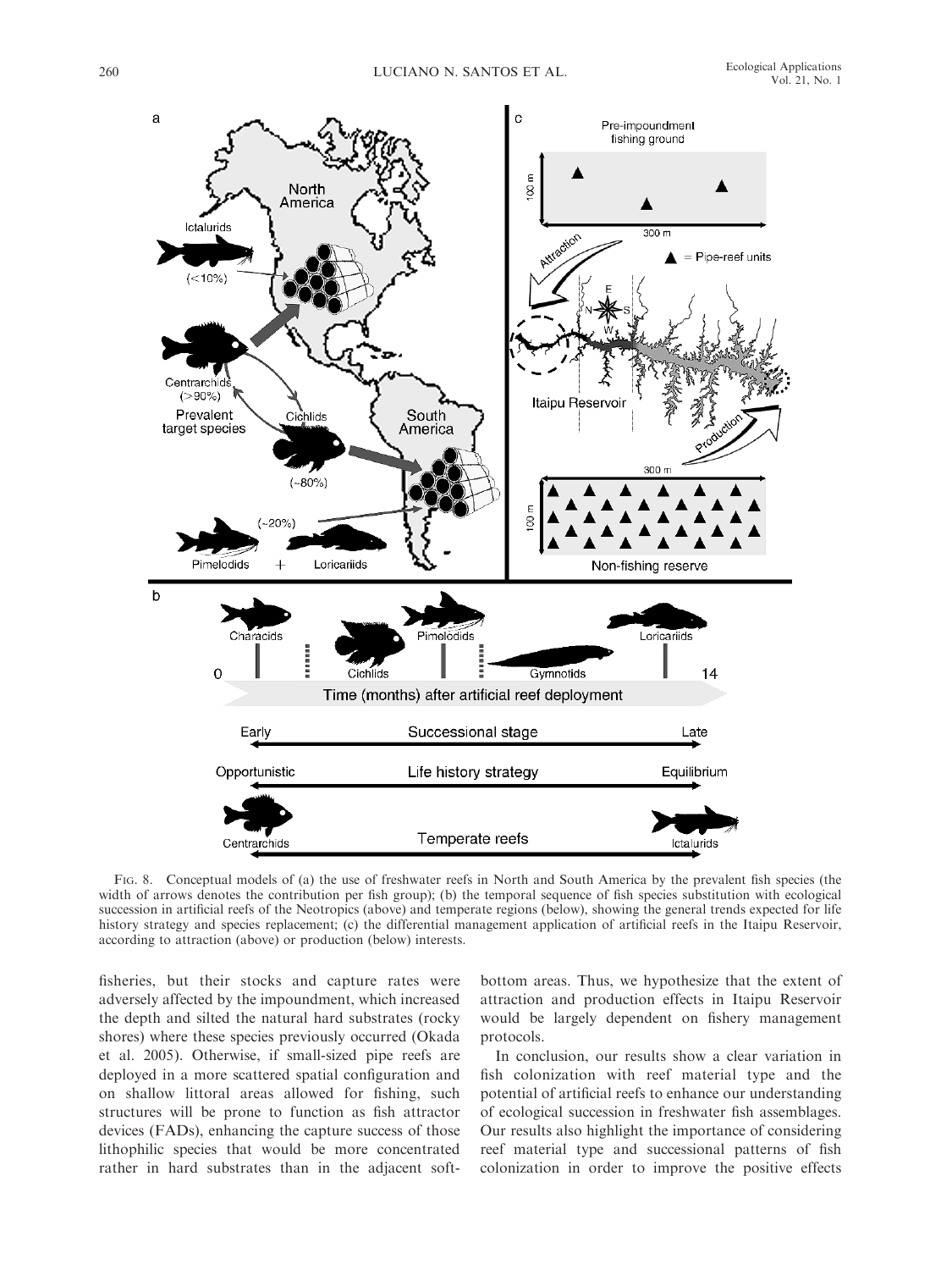FIG. 8. Conceptual models of (a) the use of freshwater reefs in North and South America by the prevalent fish species (the width of arrows denotes the contribution per fish group); (b) the temporal sequence of fish species substitution with ecological succession in artificial reefs of the Neotropics (above) and temperate regions (below), showing the general trends expected for life history strategy and species replacement; (c) the differential management application of artificial reefs in the Itaipu Reservoir, according to attraction (above) or production (below) interests.

fisheries, but their stocks and capture rates were adversely affected by the impoundment, which increased the depth and silted the natural hard substrates (rocky shores) where these species previously occurred (Okada et al. 2005). Otherwise, if small-sized pipe reefs are deployed in a more scattered spatial configuration and on shallow littoral areas allowed for fishing, such structures will be prone to function as fish attractor devices (FADs), enhancing the capture success of those lithophilic species that would be more concentrated rather in hard substrates than in the adjacent soft-bottom areas. Thus, we hypothesize that the extent of attraction and production effects in Itaipu Reservoir would be largely dependent on fishery management protocols.

In conclusion, our results show a clear variation in fish colonization with reef material type and the potential of artificial reefs to enhance our understanding of ecological succession in freshwater fish assemblages. Our results also highlight the importance of considering reef material type and successional patterns of fish colonization in order to improve the positive effects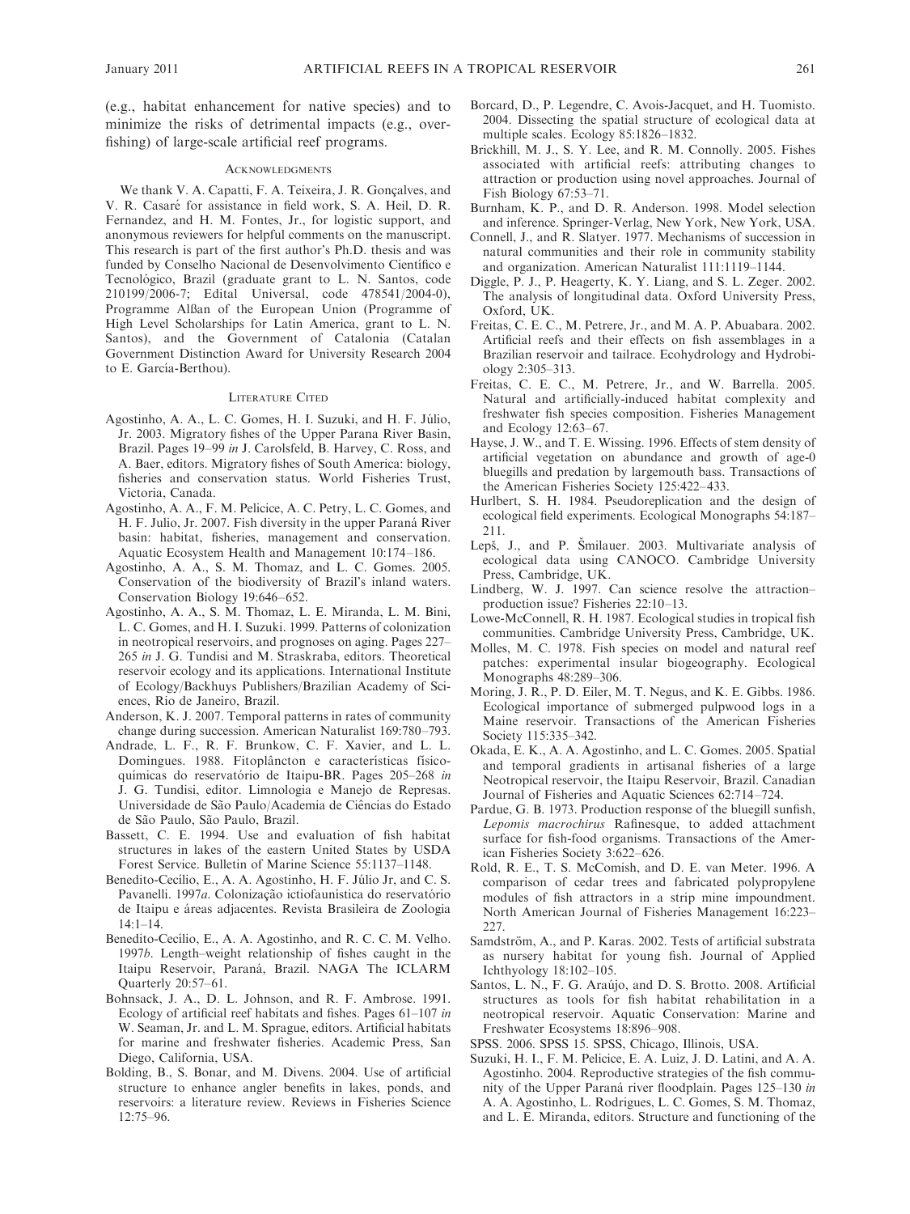(e.g., habitat enhancement for native species) and to minimize the risks of detrimental impacts (e.g., overfishing) of large-scale artificial reef programs.

## Acknowledgments

We thank V. A. Capatti, F. A. Teixeira, J. R. Gonçalves, and V. R. Casaré for assistance in field work, S. A. Heil, D. R. Fernandez, and H. M. Fontes, Jr., for logistic support, and anonymous reviewers for helpful comments on the manuscript. This research is part of the first author's Ph.D. thesis and was funded by Conselho Nacional de Desenvolvimento Científico e Tecnológico, Brazil (graduate grant to L. N. Santos, code 210199/2006-7; Edital Universal, code 478541/2004-0), Programme Alßan of the European Union (Programme of High Level Scholarships for Latin America, grant to L. N. Santos), and the Government of Catalonia (Catalan Government Distinction Award for University Research 2004 to E. García-Berthou).

## Literature Cited

Agostinho, A. A., L. C. Gomes, H. I. Suzuki, and H. F. Júlio, Jr. 2003. Migratory fishes of the Upper Parana River Basin, Brazil. Pages 19–99 *in* J. Carolsfeld, B. Harvey, C. Ross, and A. Baer, editors. Migratory fishes of South America: biology, fisheries and conservation status. World Fisheries Trust, Victoria, Canada.

Agostinho, A. A., F. M. Pelicice, A. C. Petry, L. C. Gomes, and H. F. Julio, Jr. 2007. Fish diversity in the upper Paraná River basin: habitat, fisheries, management and conservation. Aquatic Ecosystem Health and Management 10:174–186.

Agostinho, A. A., S. M. Thomaz, and L. C. Gomes. 2005. Conservation of the biodiversity of Brazil's inland waters. Conservation Biology 19:646–652.

Agostinho, A. A., S. M. Thomaz, L. E. Miranda, L. M. Bini, L. C. Gomes, and H. I. Suzuki. 1999. Patterns of colonization in neotropical reservoirs, and prognoses on aging. Pages 227–265 *in* J. G. Tundisi and M. Straskraba, editors. Theoretical reservoir ecology and its applications. International Institute of Ecology/Backhuys Publishers/Brazilian Academy of Sciences, Rio de Janeiro, Brazil.

Anderson, K. J. 2007. Temporal patterns in rates of community change during succession. American Naturalist 169:780–793.

Andrade, L. F., R. F. Brunkow, C. F. Xavier, and L. L. Domingues. 1988. Fitoplâncton e caracteristicas físico-químicas do reservatório de Itaipu-BR. Pages 205–268 *in* J. G. Tundisi, editor. Limnologia e Manejo de Represas. Universidade de São Paulo/Academia de Ciências do Estado de São Paulo, São Paulo, Brazil.

Bassett, C. E. 1994. Use and evaluation of fish habitat structures in lakes of the eastern United States by USDA Forest Service. Bulletin of Marine Science 55:1137–1148.

Benedito-Cecílio, E., A. A. Agostinho, H. F. Júlio Jr, and C. S. Pavanelli. 1997*a*. Colonização ictiofaunística do reservatório de Itaipu e áreas adjacentes. Revista Brasileira de Zoologia 14:1–14.

Benedito-Cecílio, E., A. A. Agostinho, and R. C. C. M. Velho. 1997*b*. Length–weight relationship of fishes caught in the Itaipu Reservoir, Paraná, Brazil. NAGA The ICLARM Quarterly 20:57–61.

Bohnsack, J. A., D. L. Johnson, and R. F. Ambrose. 1991. Ecology of artificial reef habitats and fishes. Pages 61–107 *in* W. Seaman, Jr. and L. M. Sprague, editors. Artificial habitats for marine and freshwater fisheries. Academic Press, San Diego, California, USA.

Bolding, B., S. Bonar, and M. Divens. 2004. Use of artificial structure to enhance angler benefits in lakes, ponds, and reservoirs: a literature review. Reviews in Fisheries Science 12:75–96.

Borcard, D., P. Legendre, C. Avois-Jacquet, and H. Tuomisto. 2004. Dissecting the spatial structure of ecological data at multiple scales. Ecology 85:1826–1832.

Brickhill, M. J., S. Y. Lee, and R. M. Connolly. 2005. Fishes associated with artificial reefs: attributing changes to attraction or production using novel approaches. Journal of Fish Biology 67:53–71.

Burnham, K. P., and D. R. Anderson. 1998. Model selection and inference. Springer-Verlag, New York, New York, USA.

Connell, J., and R. Slatyer. 1977. Mechanisms of succession in natural communities and their role in community stability and organization. American Naturalist 111:1119–1144.

Diggle, P. J., P. Heagerty, K. Y. Liang, and S. L. Zeger. 2002. The analysis of longitudinal data. Oxford University Press, Oxford, UK.

Freitas, C. E. C., M. Petrere, Jr., and M. A. P. Abuabara. 2002. Artificial reefs and their effects on fish assemblages in a Brazilian reservoir and tailrace. Ecohydrology and Hydrobiology 2:305–313.

Freitas, C. E. C., M. Petrere, Jr., and W. Barrella. 2005. Natural and artificially-induced habitat complexity and freshwater fish species composition. Fisheries Management and Ecology 12:63–67.

Hayse, J. W., and T. E. Wissing. 1996. Effects of stem density of artificial vegetation on abundance and growth of age-0 bluegills and predation by largemouth bass. Transactions of the American Fisheries Society 125:422–433.

Hurlbert, S. H. 1984. Pseudoreplication and the design of ecological field experiments. Ecological Monographs 54:187–211.

Lepš, J., and P. Šmilauer. 2003. Multivariate analysis of ecological data using CANOCO. Cambridge University Press, Cambridge, UK.

Lindberg, W. J. 1997. Can science resolve the attraction–production issue? Fisheries 22:10–13.

Lowe-McConnell, R. H. 1987. Ecological studies in tropical fish communities. Cambridge University Press, Cambridge, UK.

Molles, M. C. 1978. Fish species on model and natural reef patches: experimental insular biogeography. Ecological Monographs 48:289–306.

Moring, J. R., P. D. Eiler, M. T. Negus, and K. E. Gibbs. 1986. Ecological importance of submerged pulpwood logs in a Maine reservoir. Transactions of the American Fisheries Society 115:335–342.

Okada, E. K., A. A. Agostinho, and L. C. Gomes. 2005. Spatial and temporal gradients in artisanal fisheries of a large Neotropical reservoir, the Itaipu Reservoir, Brazil. Canadian Journal of Fisheries and Aquatic Sciences 62:714–724.

Pardue, G. B. 1973. Production response of the bluegill sunfish, *Lepomis macrochirus* Rafinesque, to added attachment surface for fish-food organisms. Transactions of the American Fisheries Society 3:622–626.

Rold, R. E., T. S. McComish, and D. E. van Meter. 1996. A comparison of cedar trees and fabricated polypropylene modules of fish attractors in a strip mine impoundment. North American Journal of Fisheries Management 16:223–227.

Samdström, A., and P. Karas. 2002. Tests of artificial substrata as nursery habitat for young fish. Journal of Applied Ichthyology 18:102–105.

Santos, L. N., F. G. Araújo, and D. S. Brotto. 2008. Artificial structures as tools for fish habitat rehabilitation in a neotropical reservoir. Aquatic Conservation: Marine and Freshwater Ecosystems 18:896–908.

SPSS. 2006. SPSS 15. SPSS, Chicago, Illinois, USA.

Suzuki, H. I., F. M. Pelicice, E. A. Luiz, J. D. Latini, and A. A. Agostinho. 2004. Reproductive strategies of the fish community of the Upper Paraná river floodplain. Pages 125–130 *in* A. A. Agostinho, L. Rodrigues, L. C. Gomes, S. M. Thomaz, and L. E. Miranda, editors. Structure and functioning of the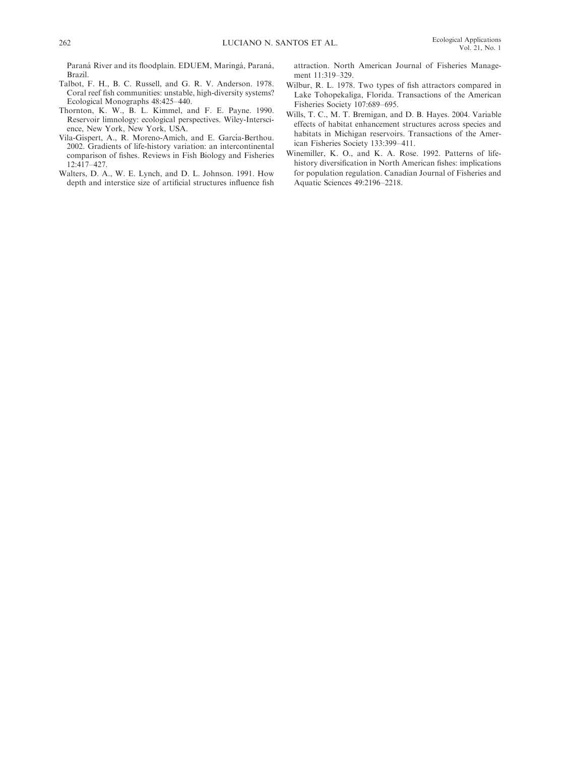Paraná River and its floodplain. EDUEM, Maringá, Paraná, Brazil.

Talbot, F. H., B. C. Russell, and G. R. V. Anderson. 1978. Coral reef fish communities: unstable, high-diversity systems? Ecological Monographs 48:425–440.

Thornton, K. W., B. L. Kimmel, and F. E. Payne. 1990. Reservoir limnology: ecological perspectives. Wiley-Interscience, New York, New York, USA.

Vila-Gispert, A., R. Moreno-Amich, and E. García-Berthou. 2002. Gradients of life-history variation: an intercontinental comparison of fishes. Reviews in Fish Biology and Fisheries 12:417–427.

Walters, D. A., W. E. Lynch, and D. L. Johnson. 1991. How depth and interstice size of artificial structures influence fish attraction. North American Journal of Fisheries Management 11:319–329.

Wilbur, R. L. 1978. Two types of fish attractors compared in Lake Tohopekaliga, Florida. Transactions of the American Fisheries Society 107:689–695.

Wills, T. C., M. T. Bremigan, and D. B. Hayes. 2004. Variable effects of habitat enhancement structures across species and habitats in Michigan reservoirs. Transactions of the American Fisheries Society 133:399–411.

Winemiller, K. O., and K. A. Rose. 1992. Patterns of life-history diversification in North American fishes: implications for population regulation. Canadian Journal of Fisheries and Aquatic Sciences 49:2196–2218.